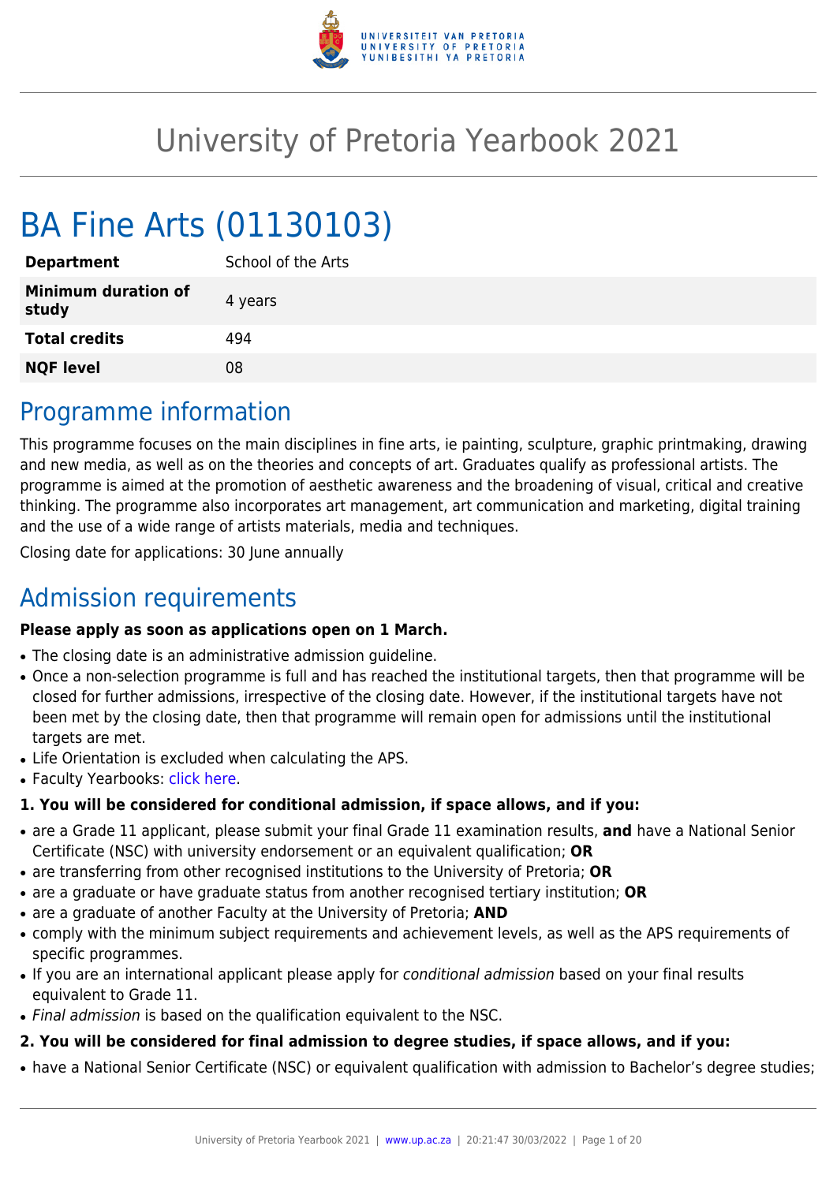# University of Pretoria Yearbook 2021

# BA Fine Arts (01130103)

| | |
|---|---|
| **Department** | School of the Arts |
| **Minimum duration of study** | 4 years |
| **Total credits** | 494 |
| **NQF level** | 08 |

## Programme information

This programme focuses on the main disciplines in fine arts, ie painting, sculpture, graphic printmaking, drawing and new media, as well as on the theories and concepts of art. Graduates qualify as professional artists. The programme is aimed at the promotion of aesthetic awareness and the broadening of visual, critical and creative thinking. The programme also incorporates art management, art communication and marketing, digital training and the use of a wide range of artists materials, media and techniques.

Closing date for applications: 30 June annually

## Admission requirements

**Please apply as soon as applications open on 1 March.**

- The closing date is an administrative admission guideline.
- Once a non-selection programme is full and has reached the institutional targets, then that programme will be closed for further admissions, irrespective of the closing date. However, if the institutional targets have not been met by the closing date, then that programme will remain open for admissions until the institutional targets are met.
- Life Orientation is excluded when calculating the APS.
- Faculty Yearbooks: click here.

**1. You will be considered for conditional admission, if space allows, and if you:**

- are a Grade 11 applicant, please submit your final Grade 11 examination results, **and** have a National Senior Certificate (NSC) with university endorsement or an equivalent qualification; **OR**
- are transferring from other recognised institutions to the University of Pretoria; **OR**
- are a graduate or have graduate status from another recognised tertiary institution; **OR**
- are a graduate of another Faculty at the University of Pretoria; **AND**
- comply with the minimum subject requirements and achievement levels, as well as the APS requirements of specific programmes.
- If you are an international applicant please apply for *conditional admission* based on your final results equivalent to Grade 11.
- *Final admission* is based on the qualification equivalent to the NSC.

**2. You will be considered for final admission to degree studies, if space allows, and if you:**

- have a National Senior Certificate (NSC) or equivalent qualification with admission to Bachelor's degree studies;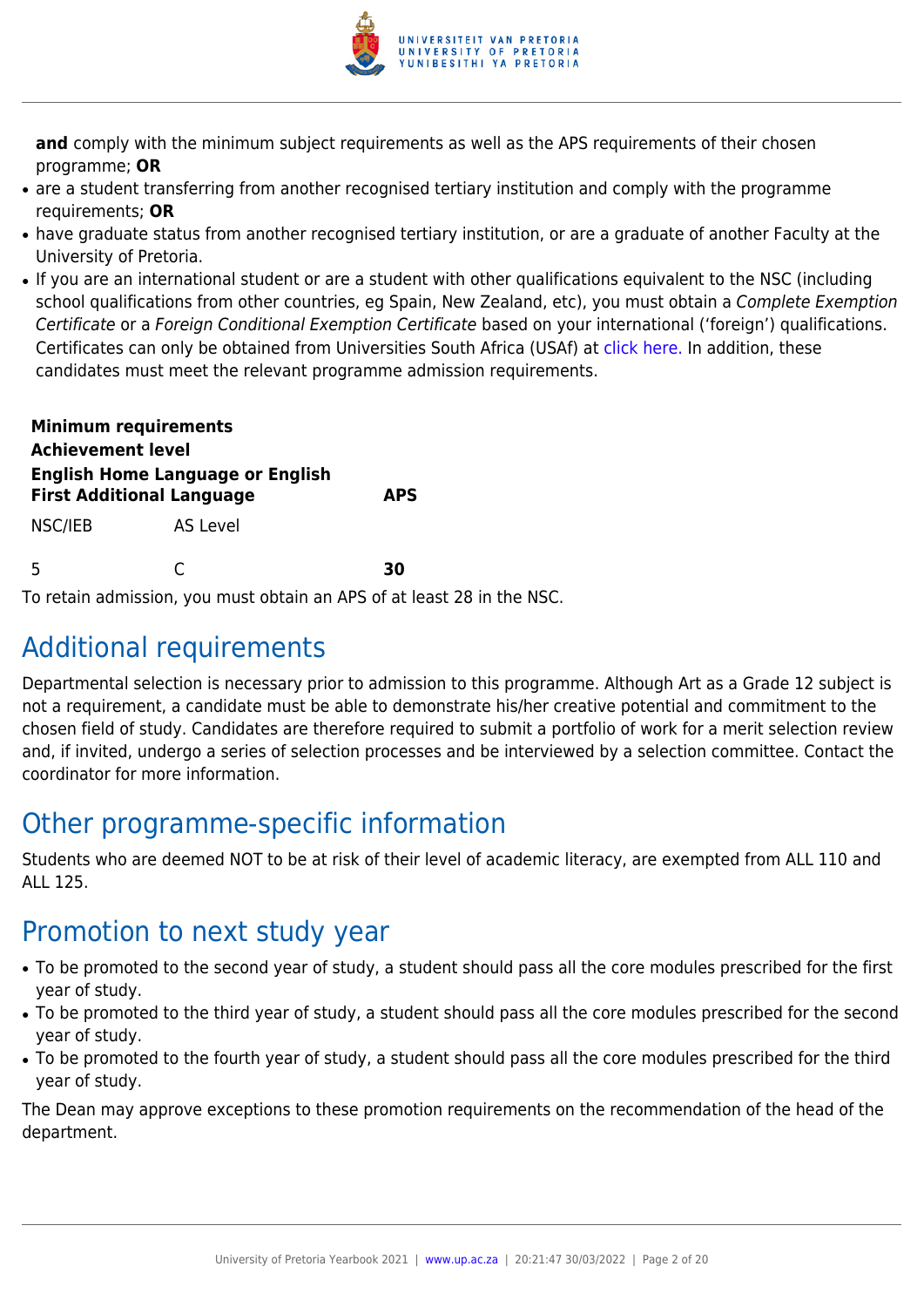**and** comply with the minimum subject requirements as well as the APS requirements of their chosen programme; **OR**

- are a student transferring from another recognised tertiary institution and comply with the programme requirements; **OR**
- have graduate status from another recognised tertiary institution, or are a graduate of another Faculty at the University of Pretoria.
- If you are an international student or are a student with other qualifications equivalent to the NSC (including school qualifications from other countries, eg Spain, New Zealand, etc), you must obtain a *Complete Exemption Certificate* or a *Foreign Conditional Exemption Certificate* based on your international ('foreign') qualifications. Certificates can only be obtained from Universities South Africa (USAf) at click here. In addition, these candidates must meet the relevant programme admission requirements.

| **Minimum requirements** | | |
|---|---|---|
| **Achievement level** | | |
| **English Home Language or English First Additional Language** | | **APS** |
| NSC/IEB | AS Level | |
| 5 | C | **30** |

To retain admission, you must obtain an APS of at least 28 in the NSC.

## Additional requirements

Departmental selection is necessary prior to admission to this programme. Although Art as a Grade 12 subject is not a requirement, a candidate must be able to demonstrate his/her creative potential and commitment to the chosen field of study. Candidates are therefore required to submit a portfolio of work for a merit selection review and, if invited, undergo a series of selection processes and be interviewed by a selection committee. Contact the coordinator for more information.

## Other programme-specific information

Students who are deemed NOT to be at risk of their level of academic literacy, are exempted from ALL 110 and ALL 125.

## Promotion to next study year

- To be promoted to the second year of study, a student should pass all the core modules prescribed for the first year of study.
- To be promoted to the third year of study, a student should pass all the core modules prescribed for the second year of study.
- To be promoted to the fourth year of study, a student should pass all the core modules prescribed for the third year of study.

The Dean may approve exceptions to these promotion requirements on the recommendation of the head of the department.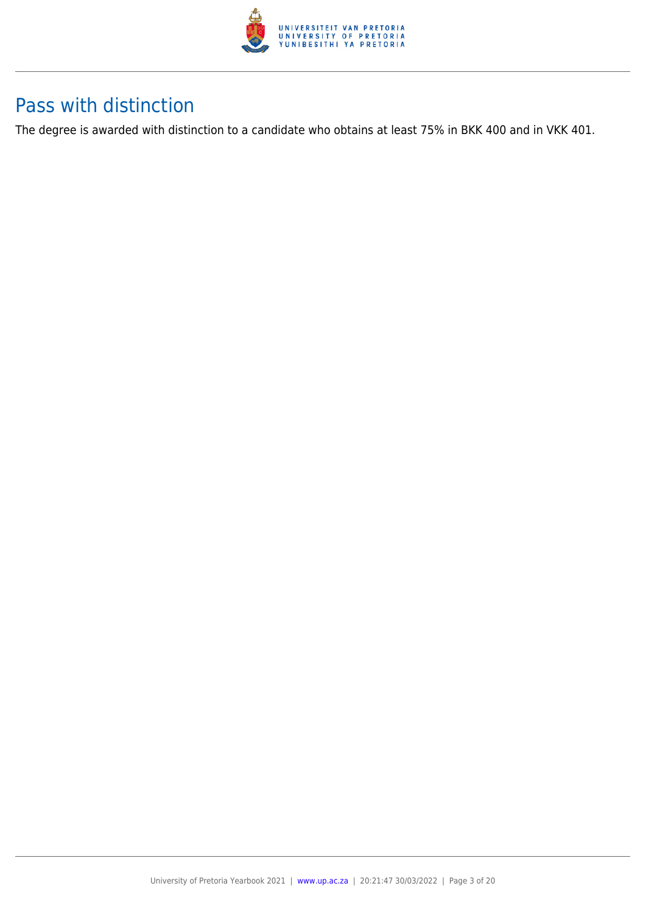## Pass with distinction

The degree is awarded with distinction to a candidate who obtains at least 75% in BKK 400 and in VKK 401.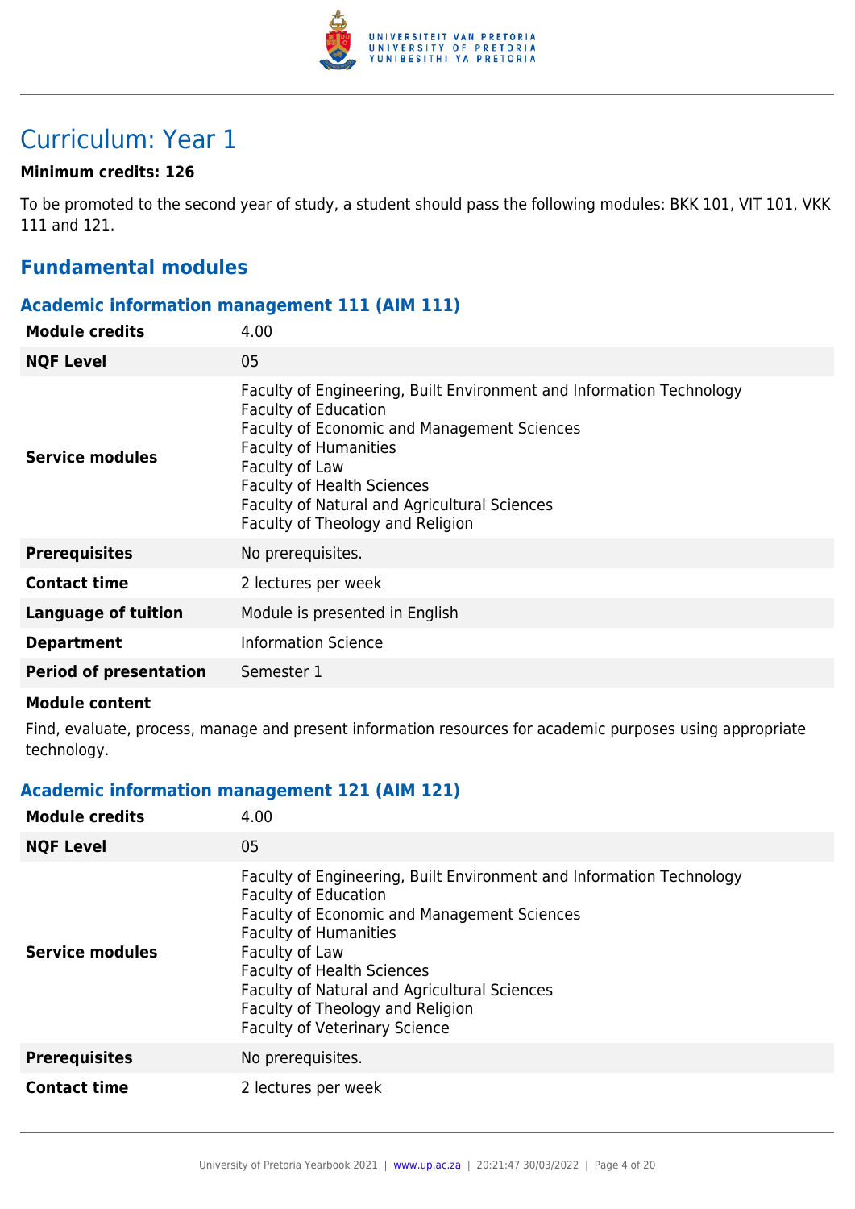# Curriculum: Year 1

**Minimum credits: 126**

To be promoted to the second year of study, a student should pass the following modules: BKK 101, VIT 101, VKK 111 and 121.

## Fundamental modules

### Academic information management 111 (AIM 111)

| | |
|---|---|
| **Module credits** | 4.00 |
| **NQF Level** | 05 |
| **Service modules** | Faculty of Engineering, Built Environment and Information Technology<br>Faculty of Education<br>Faculty of Economic and Management Sciences<br>Faculty of Humanities<br>Faculty of Law<br>Faculty of Health Sciences<br>Faculty of Natural and Agricultural Sciences<br>Faculty of Theology and Religion |
| **Prerequisites** | No prerequisites. |
| **Contact time** | 2 lectures per week |
| **Language of tuition** | Module is presented in English |
| **Department** | Information Science |
| **Period of presentation** | Semester 1 |

**Module content**

Find, evaluate, process, manage and present information resources for academic purposes using appropriate technology.

### Academic information management 121 (AIM 121)

| | |
|---|---|
| **Module credits** | 4.00 |
| **NQF Level** | 05 |
| **Service modules** | Faculty of Engineering, Built Environment and Information Technology<br>Faculty of Education<br>Faculty of Economic and Management Sciences<br>Faculty of Humanities<br>Faculty of Law<br>Faculty of Health Sciences<br>Faculty of Natural and Agricultural Sciences<br>Faculty of Theology and Religion<br>Faculty of Veterinary Science |
| **Prerequisites** | No prerequisites. |
| **Contact time** | 2 lectures per week |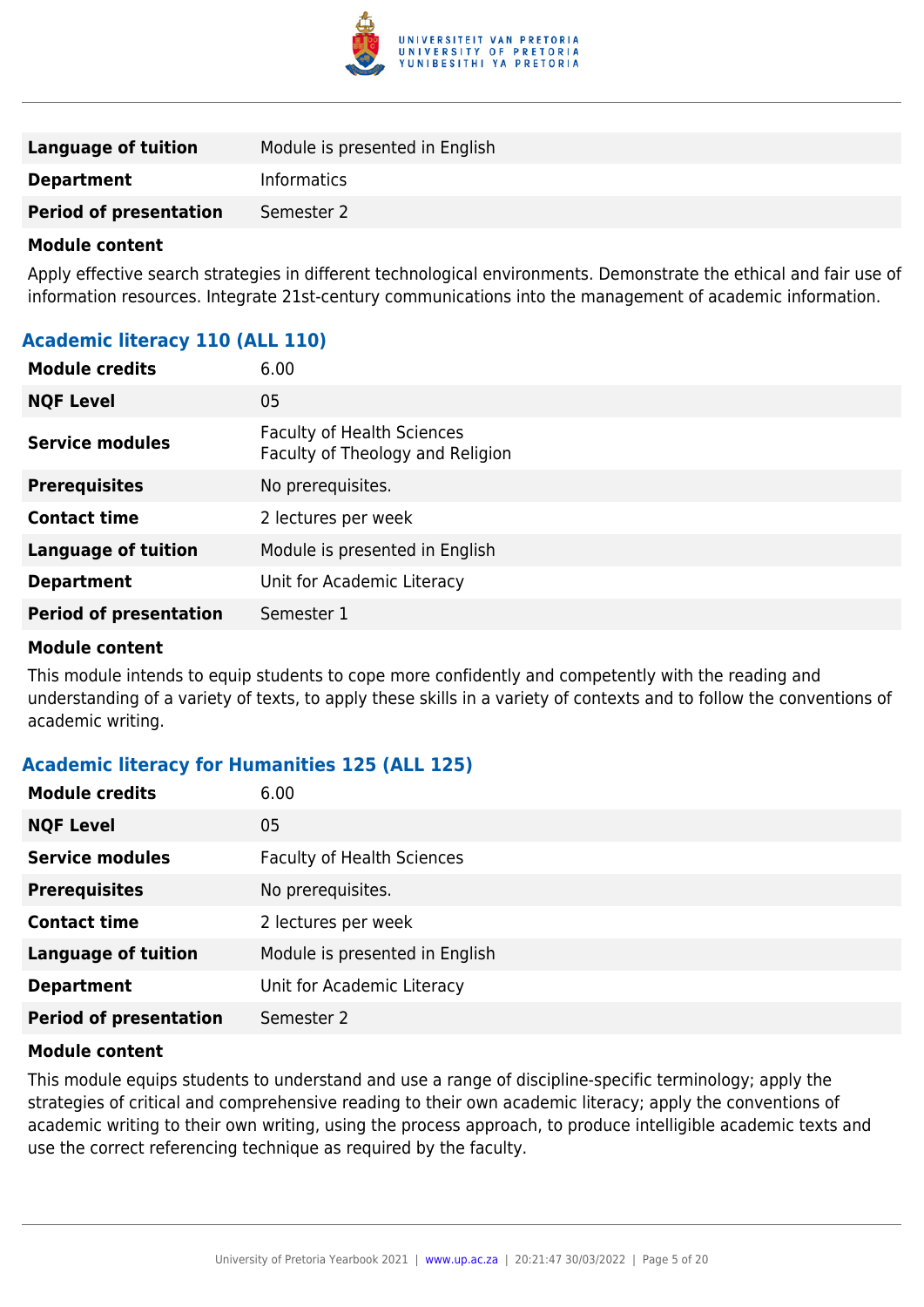| | |
|---|---|
| **Language of tuition** | Module is presented in English |
| **Department** | Informatics |
| **Period of presentation** | Semester 2 |

**Module content**

Apply effective search strategies in different technological environments. Demonstrate the ethical and fair use of information resources. Integrate 21st-century communications into the management of academic information.

### Academic literacy 110 (ALL 110)

| | |
|---|---|
| **Module credits** | 6.00 |
| **NQF Level** | 05 |
| **Service modules** | Faculty of Health Sciences<br>Faculty of Theology and Religion |
| **Prerequisites** | No prerequisites. |
| **Contact time** | 2 lectures per week |
| **Language of tuition** | Module is presented in English |
| **Department** | Unit for Academic Literacy |
| **Period of presentation** | Semester 1 |

**Module content**

This module intends to equip students to cope more confidently and competently with the reading and understanding of a variety of texts, to apply these skills in a variety of contexts and to follow the conventions of academic writing.

### Academic literacy for Humanities 125 (ALL 125)

| | |
|---|---|
| **Module credits** | 6.00 |
| **NQF Level** | 05 |
| **Service modules** | Faculty of Health Sciences |
| **Prerequisites** | No prerequisites. |
| **Contact time** | 2 lectures per week |
| **Language of tuition** | Module is presented in English |
| **Department** | Unit for Academic Literacy |
| **Period of presentation** | Semester 2 |

**Module content**

This module equips students to understand and use a range of discipline-specific terminology; apply the strategies of critical and comprehensive reading to their own academic literacy; apply the conventions of academic writing to their own writing, using the process approach, to produce intelligible academic texts and use the correct referencing technique as required by the faculty.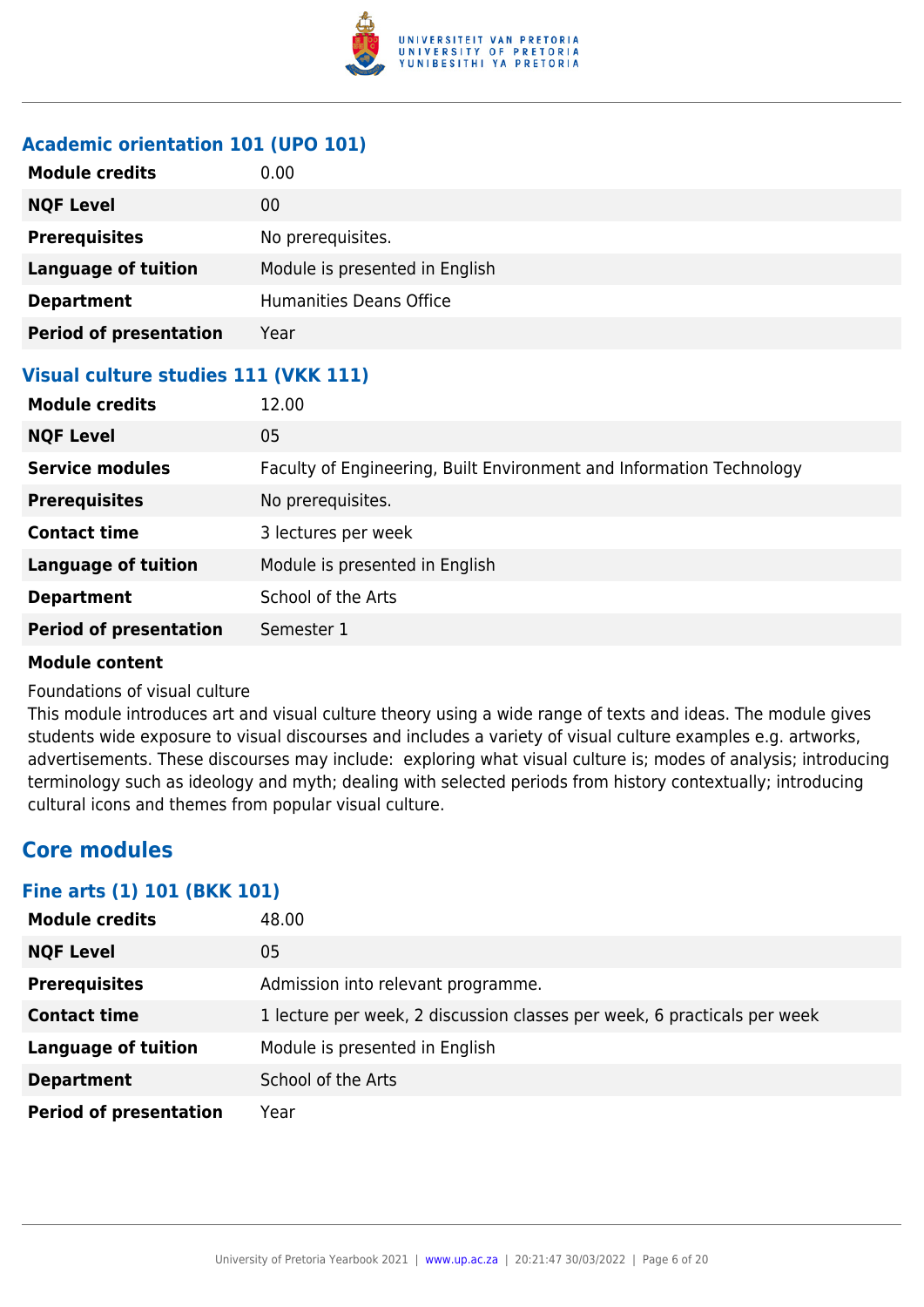### Academic orientation 101 (UPO 101)

| | |
|---|---|
| **Module credits** | 0.00 |
| **NQF Level** | 00 |
| **Prerequisites** | No prerequisites. |
| **Language of tuition** | Module is presented in English |
| **Department** | Humanities Deans Office |
| **Period of presentation** | Year |

### Visual culture studies 111 (VKK 111)

| | |
|---|---|
| **Module credits** | 12.00 |
| **NQF Level** | 05 |
| **Service modules** | Faculty of Engineering, Built Environment and Information Technology |
| **Prerequisites** | No prerequisites. |
| **Contact time** | 3 lectures per week |
| **Language of tuition** | Module is presented in English |
| **Department** | School of the Arts |
| **Period of presentation** | Semester 1 |

**Module content**

Foundations of visual culture

This module introduces art and visual culture theory using a wide range of texts and ideas. The module gives students wide exposure to visual discourses and includes a variety of visual culture examples e.g. artworks, advertisements. These discourses may include: exploring what visual culture is; modes of analysis; introducing terminology such as ideology and myth; dealing with selected periods from history contextually; introducing cultural icons and themes from popular visual culture.

## Core modules

### Fine arts (1) 101 (BKK 101)

| | |
|---|---|
| **Module credits** | 48.00 |
| **NQF Level** | 05 |
| **Prerequisites** | Admission into relevant programme. |
| **Contact time** | 1 lecture per week, 2 discussion classes per week, 6 practicals per week |
| **Language of tuition** | Module is presented in English |
| **Department** | School of the Arts |
| **Period of presentation** | Year |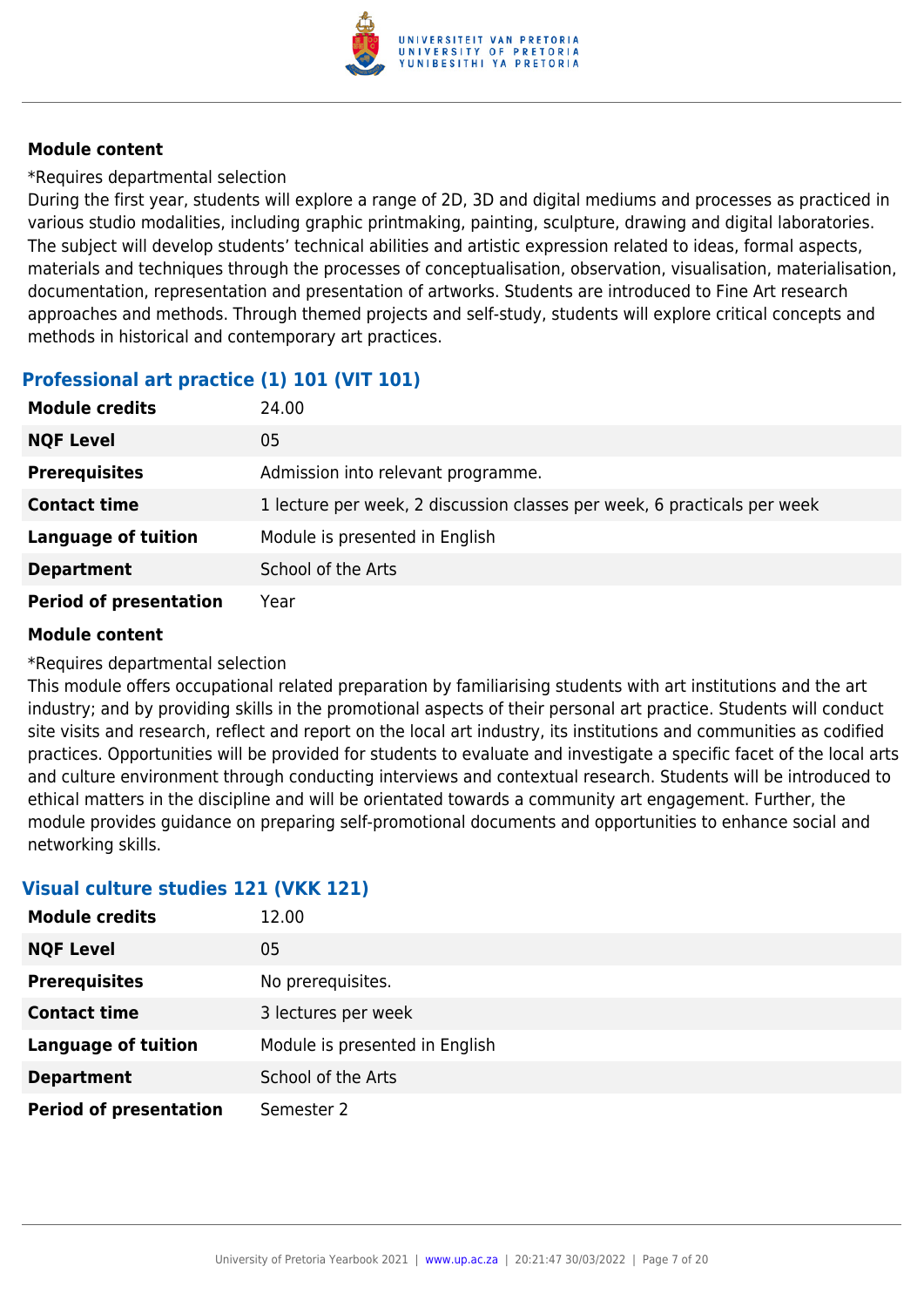#### Module content

*Requires departmental selection

During the first year, students will explore a range of 2D, 3D and digital mediums and processes as practiced in various studio modalities, including graphic printmaking, painting, sculpture, drawing and digital laboratories. The subject will develop students' technical abilities and artistic expression related to ideas, formal aspects, materials and techniques through the processes of conceptualisation, observation, visualisation, materialisation, documentation, representation and presentation of artworks. Students are introduced to Fine Art research approaches and methods. Through themed projects and self-study, students will explore critical concepts and methods in historical and contemporary art practices.

### Professional art practice (1) 101 (VIT 101)

| | |
|---|---|
| **Module credits** | 24.00 |
| **NQF Level** | 05 |
| **Prerequisites** | Admission into relevant programme. |
| **Contact time** | 1 lecture per week, 2 discussion classes per week, 6 practicals per week |
| **Language of tuition** | Module is presented in English |
| **Department** | School of the Arts |
| **Period of presentation** | Year |

#### Module content

*Requires departmental selection

This module offers occupational related preparation by familiarising students with art institutions and the art industry; and by providing skills in the promotional aspects of their personal art practice. Students will conduct site visits and research, reflect and report on the local art industry, its institutions and communities as codified practices. Opportunities will be provided for students to evaluate and investigate a specific facet of the local arts and culture environment through conducting interviews and contextual research. Students will be introduced to ethical matters in the discipline and will be orientated towards a community art engagement. Further, the module provides guidance on preparing self-promotional documents and opportunities to enhance social and networking skills.

### Visual culture studies 121 (VKK 121)

| | |
|---|---|
| **Module credits** | 12.00 |
| **NQF Level** | 05 |
| **Prerequisites** | No prerequisites. |
| **Contact time** | 3 lectures per week |
| **Language of tuition** | Module is presented in English |
| **Department** | School of the Arts |
| **Period of presentation** | Semester 2 |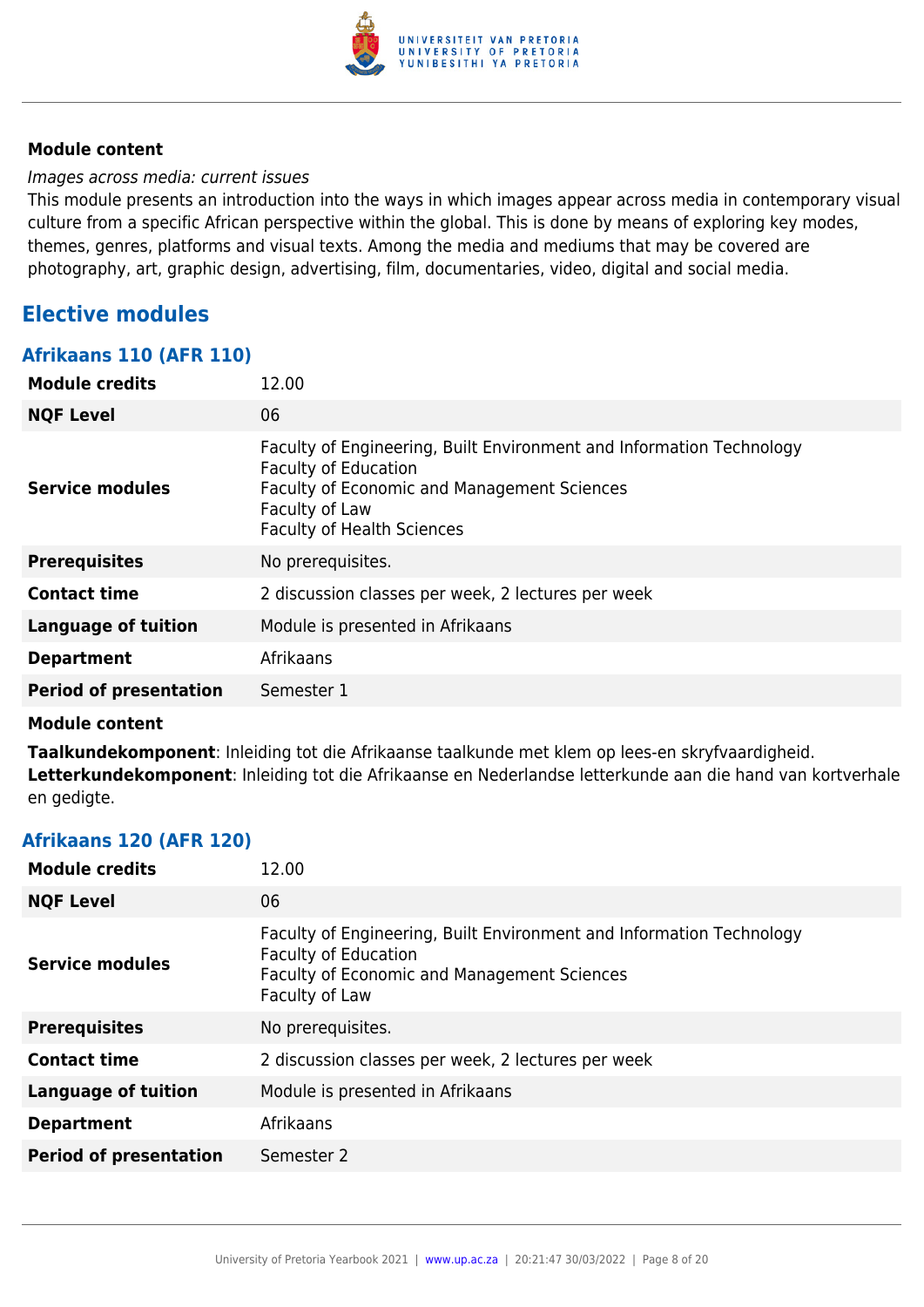#### Module content

*Images across media: current issues*

This module presents an introduction into the ways in which images appear across media in contemporary visual culture from a specific African perspective within the global. This is done by means of exploring key modes, themes, genres, platforms and visual texts. Among the media and mediums that may be covered are photography, art, graphic design, advertising, film, documentaries, video, digital and social media.

## Elective modules

### Afrikaans 110 (AFR 110)

| | |
|---|---|
| **Module credits** | 12.00 |
| **NQF Level** | 06 |
| **Service modules** | Faculty of Engineering, Built Environment and Information Technology<br>Faculty of Education<br>Faculty of Economic and Management Sciences<br>Faculty of Law<br>Faculty of Health Sciences |
| **Prerequisites** | No prerequisites. |
| **Contact time** | 2 discussion classes per week, 2 lectures per week |
| **Language of tuition** | Module is presented in Afrikaans |
| **Department** | Afrikaans |
| **Period of presentation** | Semester 1 |

#### Module content

**Taalkundekomponent**: Inleiding tot die Afrikaanse taalkunde met klem op lees-en skryfvaardigheid.
**Letterkundekomponent**: Inleiding tot die Afrikaanse en Nederlandse letterkunde aan die hand van kortverhale en gedigte.

### Afrikaans 120 (AFR 120)

| | |
|---|---|
| **Module credits** | 12.00 |
| **NQF Level** | 06 |
| **Service modules** | Faculty of Engineering, Built Environment and Information Technology<br>Faculty of Education<br>Faculty of Economic and Management Sciences<br>Faculty of Law |
| **Prerequisites** | No prerequisites. |
| **Contact time** | 2 discussion classes per week, 2 lectures per week |
| **Language of tuition** | Module is presented in Afrikaans |
| **Department** | Afrikaans |
| **Period of presentation** | Semester 2 |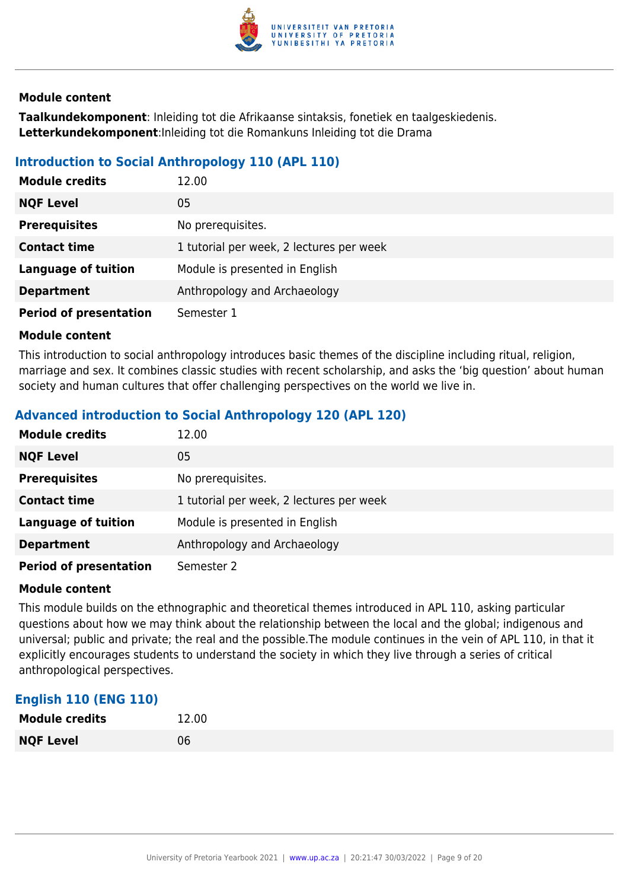#### Module content

**Taalkundekomponent**: Inleiding tot die Afrikaanse sintaksis, fonetiek en taalgeskiedenis.
**Letterkundekomponent**:Inleiding tot die Romankuns Inleiding tot die Drama

### Introduction to Social Anthropology 110 (APL 110)

| | |
|---|---|
| **Module credits** | 12.00 |
| **NQF Level** | 05 |
| **Prerequisites** | No prerequisites. |
| **Contact time** | 1 tutorial per week, 2 lectures per week |
| **Language of tuition** | Module is presented in English |
| **Department** | Anthropology and Archaeology |
| **Period of presentation** | Semester 1 |

#### Module content

This introduction to social anthropology introduces basic themes of the discipline including ritual, religion, marriage and sex. It combines classic studies with recent scholarship, and asks the 'big question' about human society and human cultures that offer challenging perspectives on the world we live in.

### Advanced introduction to Social Anthropology 120 (APL 120)

| | |
|---|---|
| **Module credits** | 12.00 |
| **NQF Level** | 05 |
| **Prerequisites** | No prerequisites. |
| **Contact time** | 1 tutorial per week, 2 lectures per week |
| **Language of tuition** | Module is presented in English |
| **Department** | Anthropology and Archaeology |
| **Period of presentation** | Semester 2 |

#### Module content

This module builds on the ethnographic and theoretical themes introduced in APL 110, asking particular questions about how we may think about the relationship between the local and the global; indigenous and universal; public and private; the real and the possible.The module continues in the vein of APL 110, in that it explicitly encourages students to understand the society in which they live through a series of critical anthropological perspectives.

### English 110 (ENG 110)

| | |
|---|---|
| **Module credits** | 12.00 |
| **NQF Level** | 06 |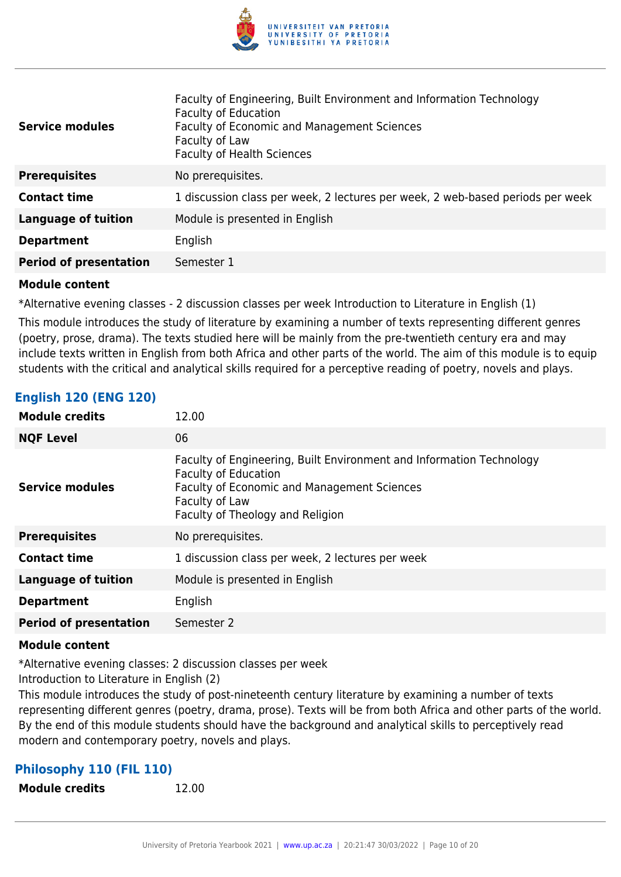| | |
|---|---|
| **Service modules** | Faculty of Engineering, Built Environment and Information Technology<br>Faculty of Education<br>Faculty of Economic and Management Sciences<br>Faculty of Law<br>Faculty of Health Sciences |
| **Prerequisites** | No prerequisites. |
| **Contact time** | 1 discussion class per week, 2 lectures per week, 2 web-based periods per week |
| **Language of tuition** | Module is presented in English |
| **Department** | English |
| **Period of presentation** | Semester 1 |

**Module content**

*Alternative evening classes - 2 discussion classes per week Introduction to Literature in English (1)

This module introduces the study of literature by examining a number of texts representing different genres (poetry, prose, drama). The texts studied here will be mainly from the pre-twentieth century era and may include texts written in English from both Africa and other parts of the world. The aim of this module is to equip students with the critical and analytical skills required for a perceptive reading of poetry, novels and plays.

### English 120 (ENG 120)

| | |
|---|---|
| **Module credits** | 12.00 |
| **NQF Level** | 06 |
| **Service modules** | Faculty of Engineering, Built Environment and Information Technology<br>Faculty of Education<br>Faculty of Economic and Management Sciences<br>Faculty of Law<br>Faculty of Theology and Religion |
| **Prerequisites** | No prerequisites. |
| **Contact time** | 1 discussion class per week, 2 lectures per week |
| **Language of tuition** | Module is presented in English |
| **Department** | English |
| **Period of presentation** | Semester 2 |

**Module content**

*Alternative evening classes: 2 discussion classes per week
Introduction to Literature in English (2)
This module introduces the study of post-nineteenth century literature by examining a number of texts representing different genres (poetry, drama, prose). Texts will be from both Africa and other parts of the world. By the end of this module students should have the background and analytical skills to perceptively read modern and contemporary poetry, novels and plays.

### Philosophy 110 (FIL 110)

| | |
|---|---|
| **Module credits** | 12.00 |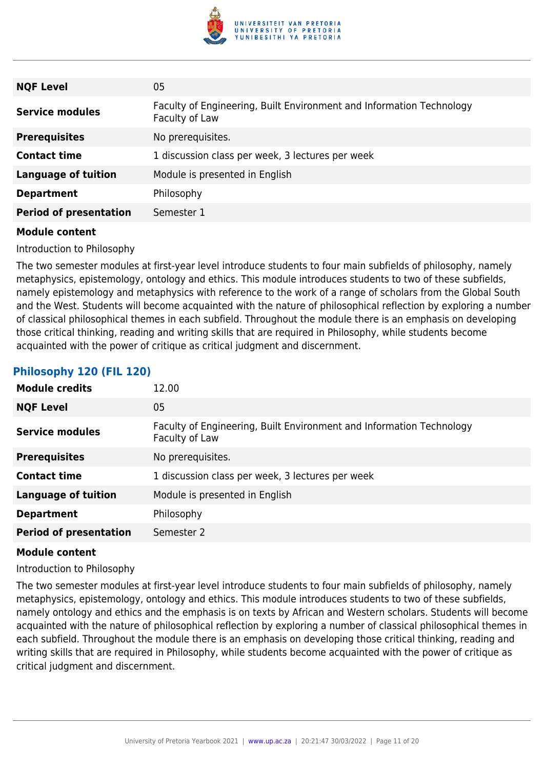| | |
|---|---|
| **NQF Level** | 05 |
| **Service modules** | Faculty of Engineering, Built Environment and Information Technology<br>Faculty of Law |
| **Prerequisites** | No prerequisites. |
| **Contact time** | 1 discussion class per week, 3 lectures per week |
| **Language of tuition** | Module is presented in English |
| **Department** | Philosophy |
| **Period of presentation** | Semester 1 |

**Module content**

Introduction to Philosophy

The two semester modules at first-year level introduce students to four main subfields of philosophy, namely metaphysics, epistemology, ontology and ethics. This module introduces students to two of these subfields, namely epistemology and metaphysics with reference to the work of a range of scholars from the Global South and the West. Students will become acquainted with the nature of philosophical reflection by exploring a number of classical philosophical themes in each subfield. Throughout the module there is an emphasis on developing those critical thinking, reading and writing skills that are required in Philosophy, while students become acquainted with the power of critique as critical judgment and discernment.

### Philosophy 120 (FIL 120)

| | |
|---|---|
| **Module credits** | 12.00 |
| **NQF Level** | 05 |
| **Service modules** | Faculty of Engineering, Built Environment and Information Technology<br>Faculty of Law |
| **Prerequisites** | No prerequisites. |
| **Contact time** | 1 discussion class per week, 3 lectures per week |
| **Language of tuition** | Module is presented in English |
| **Department** | Philosophy |
| **Period of presentation** | Semester 2 |

**Module content**

Introduction to Philosophy

The two semester modules at first-year level introduce students to four main subfields of philosophy, namely metaphysics, epistemology, ontology and ethics. This module introduces students to two of these subfields, namely ontology and ethics and the emphasis is on texts by African and Western scholars. Students will become acquainted with the nature of philosophical reflection by exploring a number of classical philosophical themes in each subfield. Throughout the module there is an emphasis on developing those critical thinking, reading and writing skills that are required in Philosophy, while students become acquainted with the power of critique as critical judgment and discernment.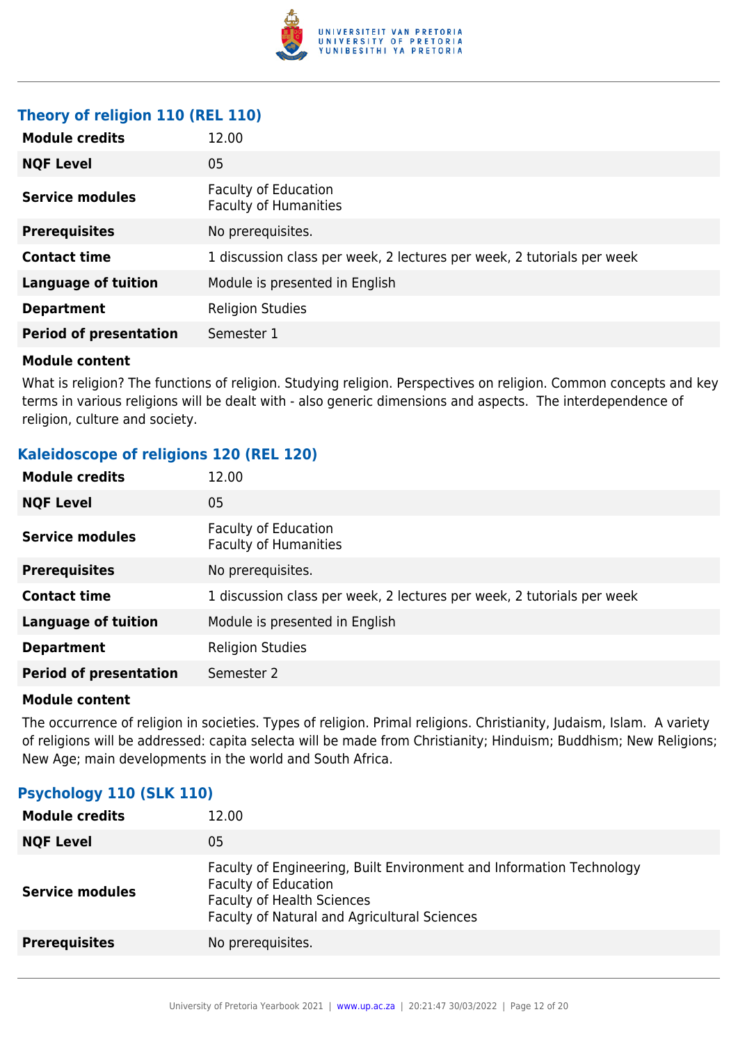### Theory of religion 110 (REL 110)

| | |
|---|---|
| **Module credits** | 12.00 |
| **NQF Level** | 05 |
| **Service modules** | Faculty of Education<br>Faculty of Humanities |
| **Prerequisites** | No prerequisites. |
| **Contact time** | 1 discussion class per week, 2 lectures per week, 2 tutorials per week |
| **Language of tuition** | Module is presented in English |
| **Department** | Religion Studies |
| **Period of presentation** | Semester 1 |

**Module content**

What is religion? The functions of religion. Studying religion. Perspectives on religion. Common concepts and key terms in various religions will be dealt with - also generic dimensions and aspects. The interdependence of religion, culture and society.

### Kaleidoscope of religions 120 (REL 120)

| | |
|---|---|
| **Module credits** | 12.00 |
| **NQF Level** | 05 |
| **Service modules** | Faculty of Education<br>Faculty of Humanities |
| **Prerequisites** | No prerequisites. |
| **Contact time** | 1 discussion class per week, 2 lectures per week, 2 tutorials per week |
| **Language of tuition** | Module is presented in English |
| **Department** | Religion Studies |
| **Period of presentation** | Semester 2 |

**Module content**

The occurrence of religion in societies. Types of religion. Primal religions. Christianity, Judaism, Islam. A variety of religions will be addressed: capita selecta will be made from Christianity; Hinduism; Buddhism; New Religions; New Age; main developments in the world and South Africa.

### Psychology 110 (SLK 110)

| | |
|---|---|
| **Module credits** | 12.00 |
| **NQF Level** | 05 |
| **Service modules** | Faculty of Engineering, Built Environment and Information Technology<br>Faculty of Education<br>Faculty of Health Sciences<br>Faculty of Natural and Agricultural Sciences |
| **Prerequisites** | No prerequisites. |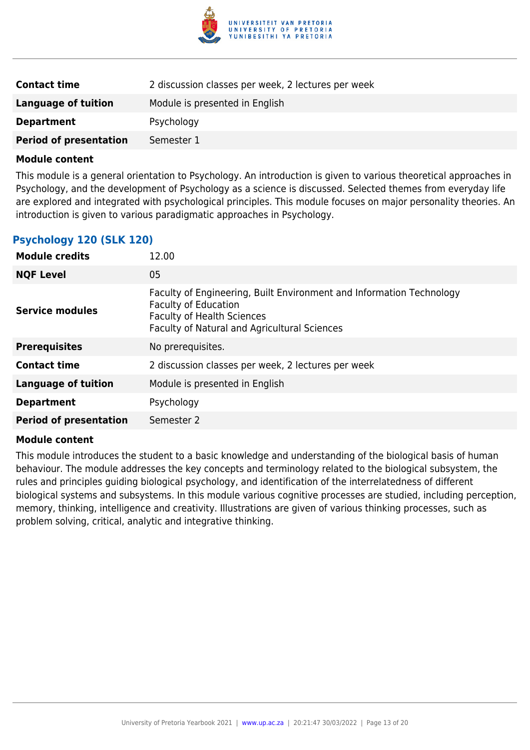| | |
|---|---|
| **Contact time** | 2 discussion classes per week, 2 lectures per week |
| **Language of tuition** | Module is presented in English |
| **Department** | Psychology |
| **Period of presentation** | Semester 1 |

**Module content**

This module is a general orientation to Psychology. An introduction is given to various theoretical approaches in Psychology, and the development of Psychology as a science is discussed. Selected themes from everyday life are explored and integrated with psychological principles. This module focuses on major personality theories. An introduction is given to various paradigmatic approaches in Psychology.

### Psychology 120 (SLK 120)

| | |
|---|---|
| **Module credits** | 12.00 |
| **NQF Level** | 05 |
| **Service modules** | Faculty of Engineering, Built Environment and Information Technology<br>Faculty of Education<br>Faculty of Health Sciences<br>Faculty of Natural and Agricultural Sciences |
| **Prerequisites** | No prerequisites. |
| **Contact time** | 2 discussion classes per week, 2 lectures per week |
| **Language of tuition** | Module is presented in English |
| **Department** | Psychology |
| **Period of presentation** | Semester 2 |

**Module content**

This module introduces the student to a basic knowledge and understanding of the biological basis of human behaviour. The module addresses the key concepts and terminology related to the biological subsystem, the rules and principles guiding biological psychology, and identification of the interrelatedness of different biological systems and subsystems. In this module various cognitive processes are studied, including perception, memory, thinking, intelligence and creativity. Illustrations are given of various thinking processes, such as problem solving, critical, analytic and integrative thinking.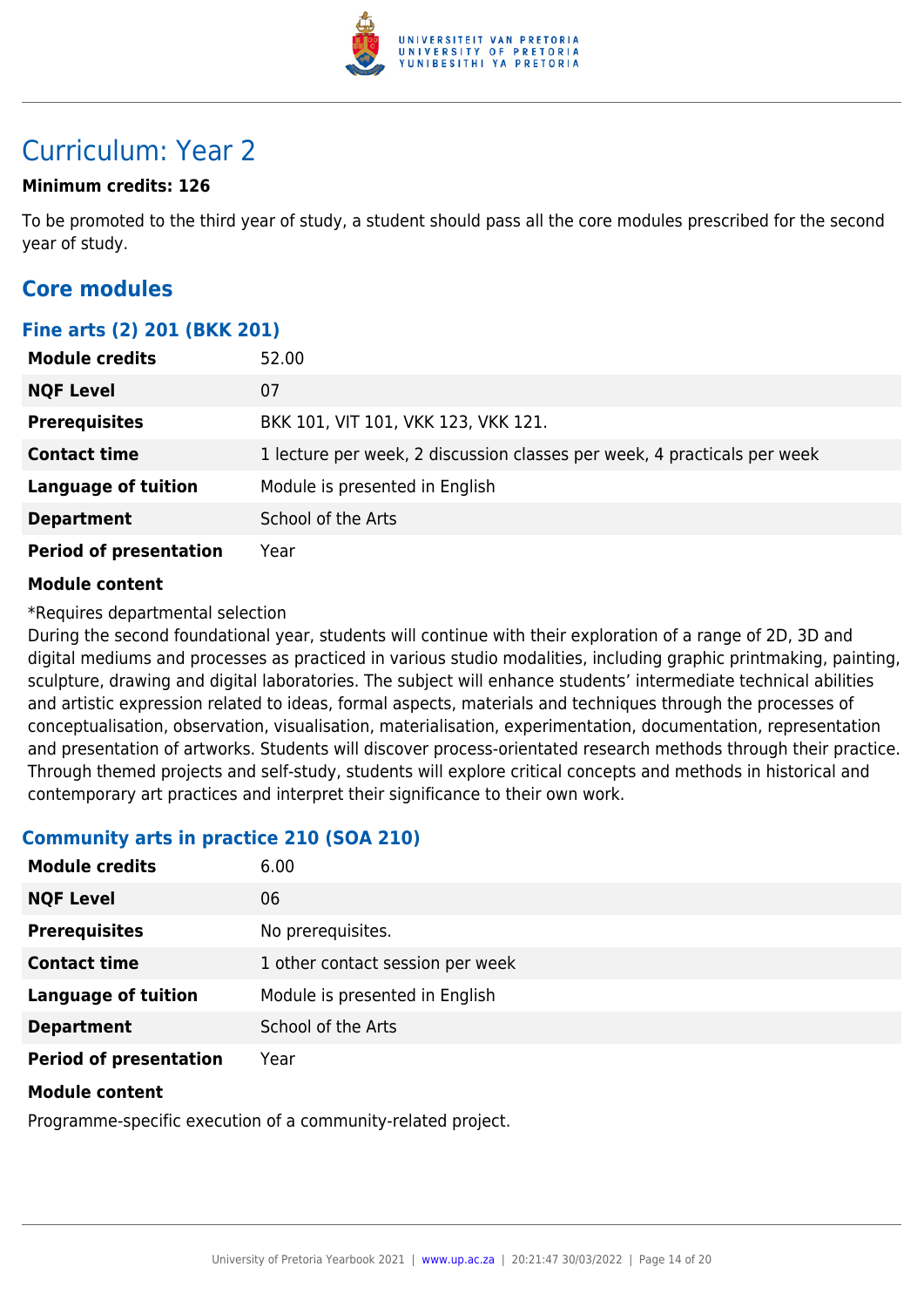# Curriculum: Year 2

**Minimum credits: 126**

To be promoted to the third year of study, a student should pass all the core modules prescribed for the second year of study.

## Core modules

### Fine arts (2) 201 (BKK 201)

| | |
|---|---|
| **Module credits** | 52.00 |
| **NQF Level** | 07 |
| **Prerequisites** | BKK 101, VIT 101, VKK 123, VKK 121. |
| **Contact time** | 1 lecture per week, 2 discussion classes per week, 4 practicals per week |
| **Language of tuition** | Module is presented in English |
| **Department** | School of the Arts |
| **Period of presentation** | Year |

**Module content**

*Requires departmental selection

During the second foundational year, students will continue with their exploration of a range of 2D, 3D and digital mediums and processes as practiced in various studio modalities, including graphic printmaking, painting, sculpture, drawing and digital laboratories. The subject will enhance students' intermediate technical abilities and artistic expression related to ideas, formal aspects, materials and techniques through the processes of conceptualisation, observation, visualisation, materialisation, experimentation, documentation, representation and presentation of artworks. Students will discover process-orientated research methods through their practice. Through themed projects and self-study, students will explore critical concepts and methods in historical and contemporary art practices and interpret their significance to their own work.

### Community arts in practice 210 (SOA 210)

| | |
|---|---|
| **Module credits** | 6.00 |
| **NQF Level** | 06 |
| **Prerequisites** | No prerequisites. |
| **Contact time** | 1 other contact session per week |
| **Language of tuition** | Module is presented in English |
| **Department** | School of the Arts |
| **Period of presentation** | Year |

**Module content**

Programme-specific execution of a community-related project.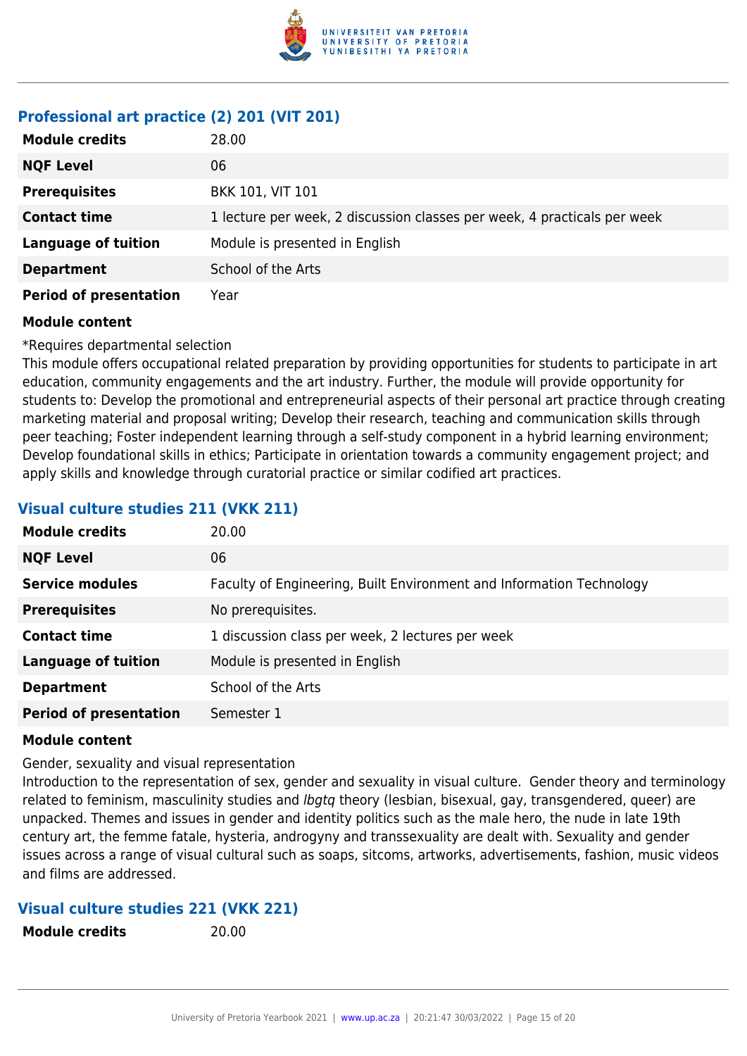### Professional art practice (2) 201 (VIT 201)

| | |
|---|---|
| **Module credits** | 28.00 |
| **NQF Level** | 06 |
| **Prerequisites** | BKK 101, VIT 101 |
| **Contact time** | 1 lecture per week, 2 discussion classes per week, 4 practicals per week |
| **Language of tuition** | Module is presented in English |
| **Department** | School of the Arts |
| **Period of presentation** | Year |

**Module content**

*Requires departmental selection

This module offers occupational related preparation by providing opportunities for students to participate in art education, community engagements and the art industry. Further, the module will provide opportunity for students to: Develop the promotional and entrepreneurial aspects of their personal art practice through creating marketing material and proposal writing; Develop their research, teaching and communication skills through peer teaching; Foster independent learning through a self-study component in a hybrid learning environment; Develop foundational skills in ethics; Participate in orientation towards a community engagement project; and apply skills and knowledge through curatorial practice or similar codified art practices.

### Visual culture studies 211 (VKK 211)

| | |
|---|---|
| **Module credits** | 20.00 |
| **NQF Level** | 06 |
| **Service modules** | Faculty of Engineering, Built Environment and Information Technology |
| **Prerequisites** | No prerequisites. |
| **Contact time** | 1 discussion class per week, 2 lectures per week |
| **Language of tuition** | Module is presented in English |
| **Department** | School of the Arts |
| **Period of presentation** | Semester 1 |

**Module content**

Gender, sexuality and visual representation

Introduction to the representation of sex, gender and sexuality in visual culture. Gender theory and terminology related to feminism, masculinity studies and *lbgtq* theory (lesbian, bisexual, gay, transgendered, queer) are unpacked. Themes and issues in gender and identity politics such as the male hero, the nude in late 19th century art, the femme fatale, hysteria, androgyny and transsexuality are dealt with. Sexuality and gender issues across a range of visual cultural such as soaps, sitcoms, artworks, advertisements, fashion, music videos and films are addressed.

### Visual culture studies 221 (VKK 221)

| | |
|---|---|
| **Module credits** | 20.00 |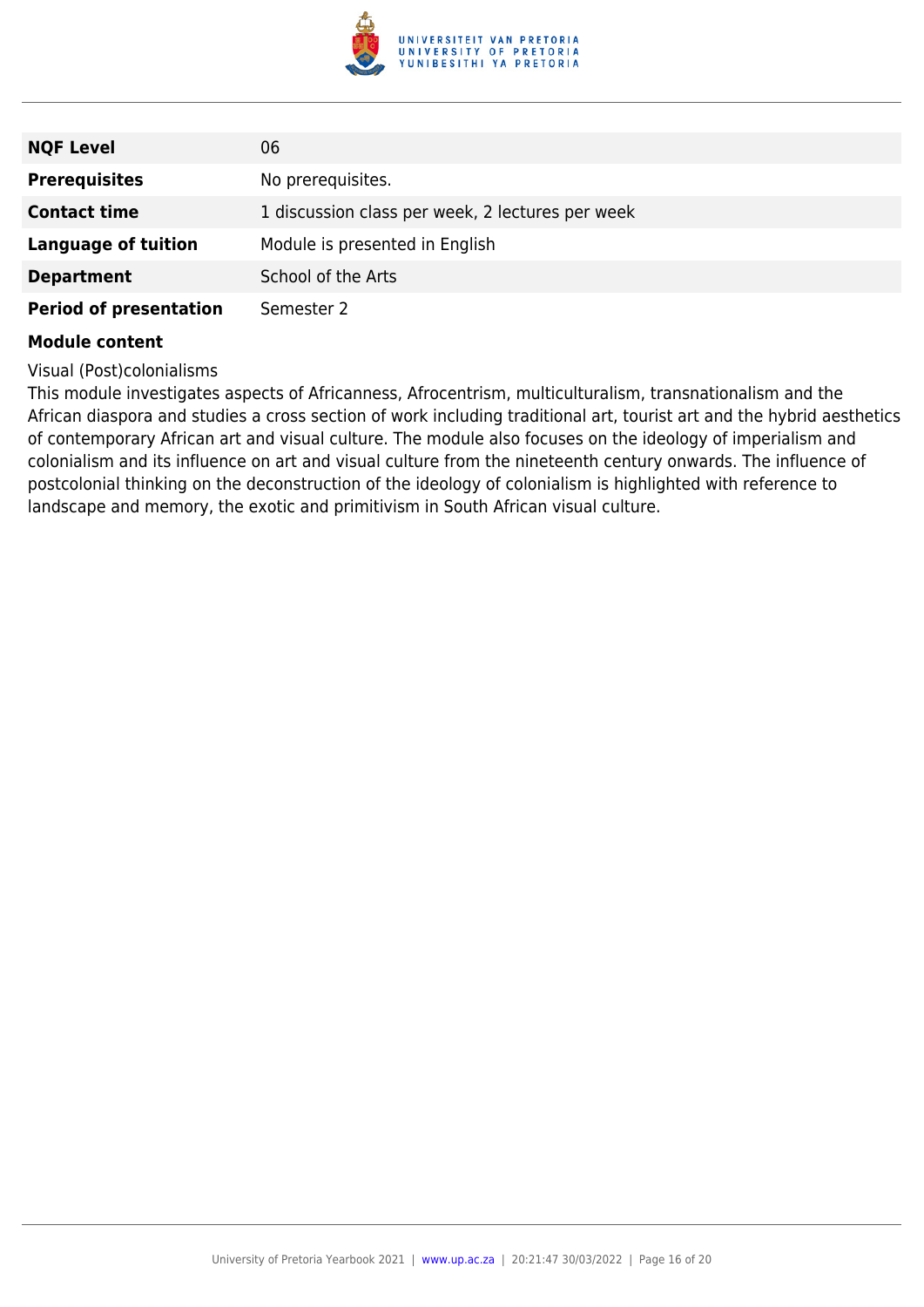| | |
|---|---|
| **NQF Level** | 06 |
| **Prerequisites** | No prerequisites. |
| **Contact time** | 1 discussion class per week, 2 lectures per week |
| **Language of tuition** | Module is presented in English |
| **Department** | School of the Arts |
| **Period of presentation** | Semester 2 |

**Module content**

Visual (Post)colonialisms

This module investigates aspects of Africanness, Afrocentrism, multiculturalism, transnationalism and the African diaspora and studies a cross section of work including traditional art, tourist art and the hybrid aesthetics of contemporary African art and visual culture. The module also focuses on the ideology of imperialism and colonialism and its influence on art and visual culture from the nineteenth century onwards. The influence of postcolonial thinking on the deconstruction of the ideology of colonialism is highlighted with reference to landscape and memory, the exotic and primitivism in South African visual culture.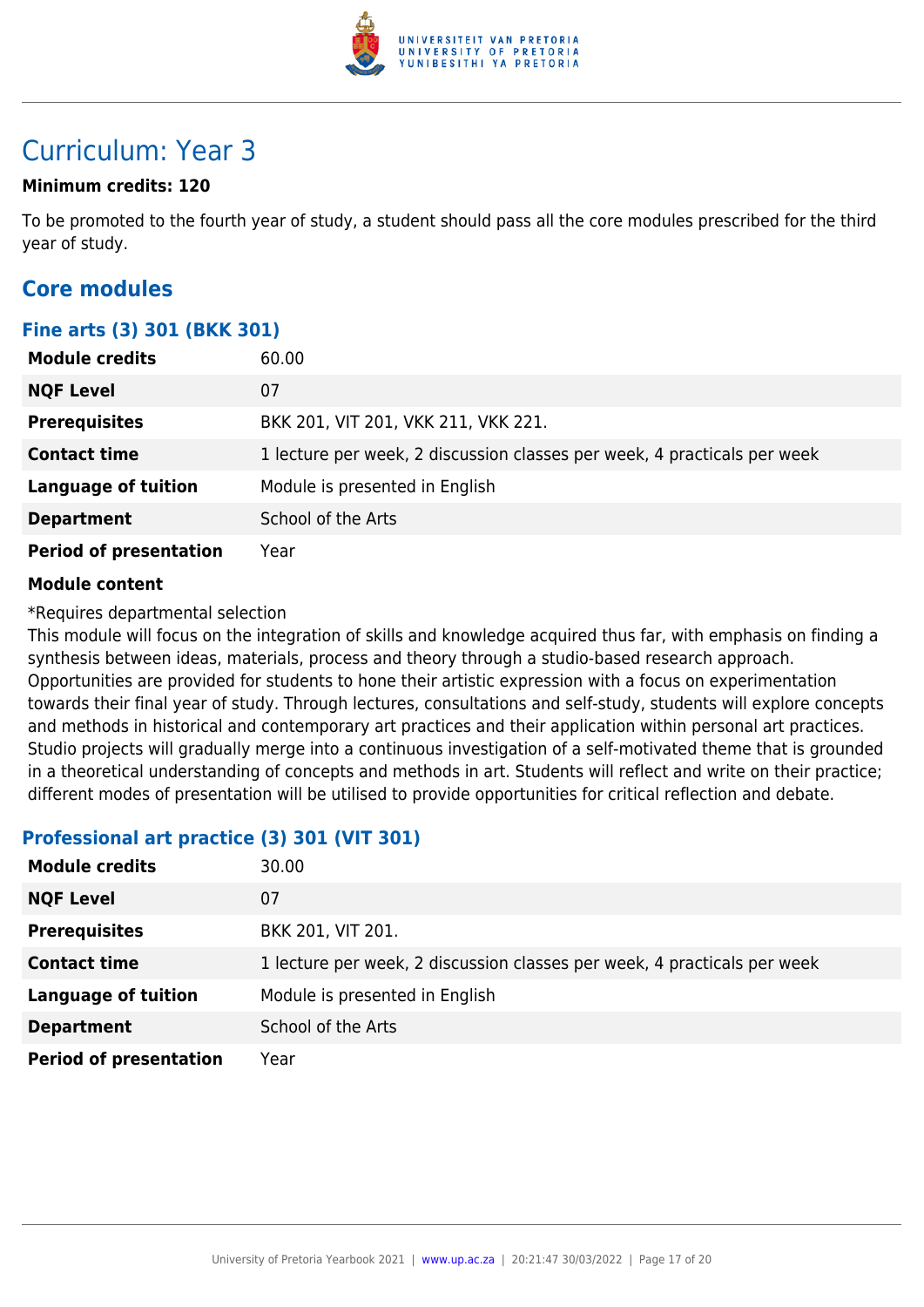# Curriculum: Year 3

**Minimum credits: 120**

To be promoted to the fourth year of study, a student should pass all the core modules prescribed for the third year of study.

## Core modules

### Fine arts (3) 301 (BKK 301)

| | |
|---|---|
| **Module credits** | 60.00 |
| **NQF Level** | 07 |
| **Prerequisites** | BKK 201, VIT 201, VKK 211, VKK 221. |
| **Contact time** | 1 lecture per week, 2 discussion classes per week, 4 practicals per week |
| **Language of tuition** | Module is presented in English |
| **Department** | School of the Arts |
| **Period of presentation** | Year |

**Module content**

*Requires departmental selection
This module will focus on the integration of skills and knowledge acquired thus far, with emphasis on finding a synthesis between ideas, materials, process and theory through a studio-based research approach. Opportunities are provided for students to hone their artistic expression with a focus on experimentation towards their final year of study. Through lectures, consultations and self-study, students will explore concepts and methods in historical and contemporary art practices and their application within personal art practices. Studio projects will gradually merge into a continuous investigation of a self-motivated theme that is grounded in a theoretical understanding of concepts and methods in art. Students will reflect and write on their practice; different modes of presentation will be utilised to provide opportunities for critical reflection and debate.

### Professional art practice (3) 301 (VIT 301)

| | |
|---|---|
| **Module credits** | 30.00 |
| **NQF Level** | 07 |
| **Prerequisites** | BKK 201, VIT 201. |
| **Contact time** | 1 lecture per week, 2 discussion classes per week, 4 practicals per week |
| **Language of tuition** | Module is presented in English |
| **Department** | School of the Arts |
| **Period of presentation** | Year |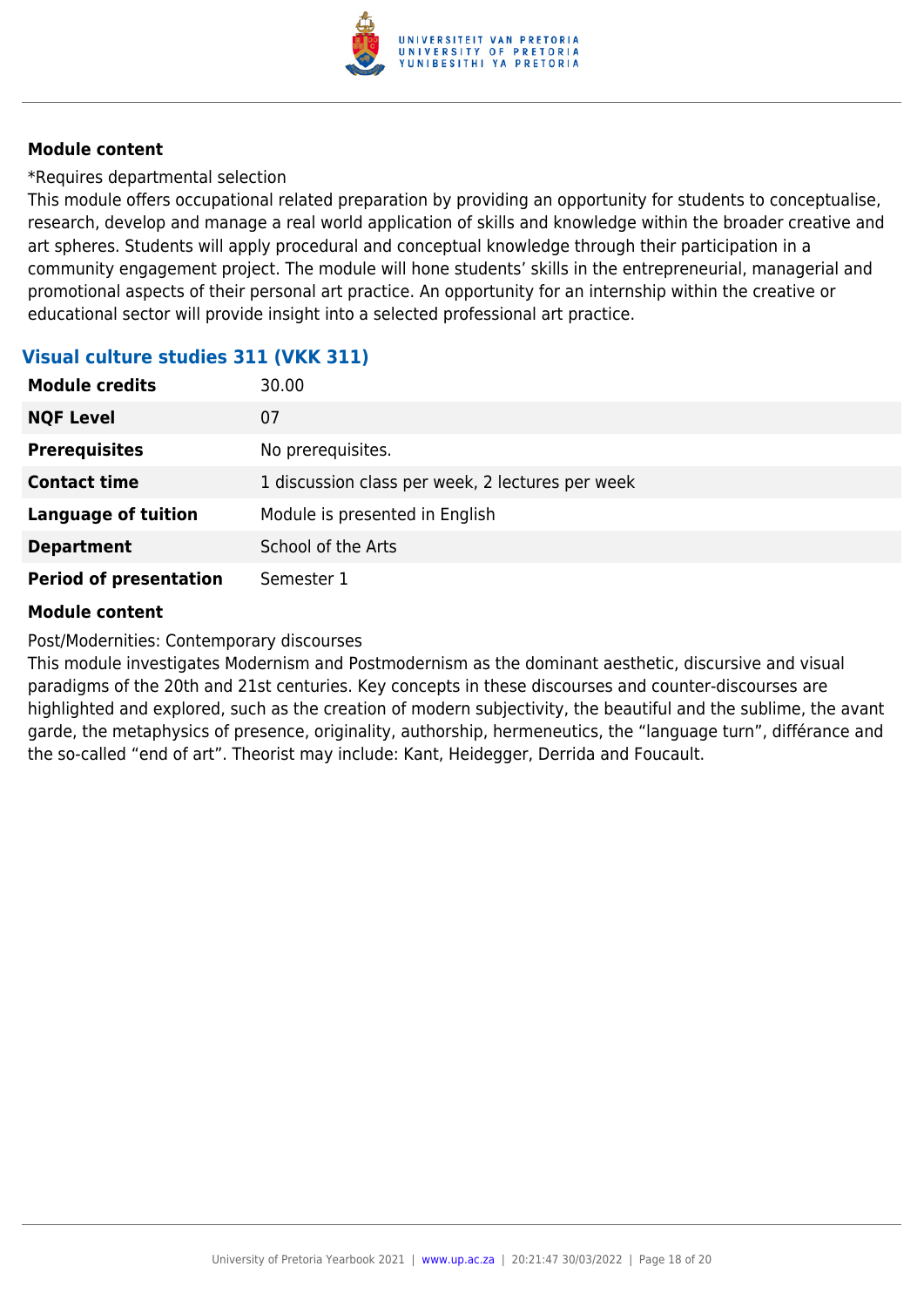#### Module content

*Requires departmental selection

This module offers occupational related preparation by providing an opportunity for students to conceptualise, research, develop and manage a real world application of skills and knowledge within the broader creative and art spheres. Students will apply procedural and conceptual knowledge through their participation in a community engagement project. The module will hone students' skills in the entrepreneurial, managerial and promotional aspects of their personal art practice. An opportunity for an internship within the creative or educational sector will provide insight into a selected professional art practice.

### Visual culture studies 311 (VKK 311)

| | |
|---|---|
| **Module credits** | 30.00 |
| **NQF Level** | 07 |
| **Prerequisites** | No prerequisites. |
| **Contact time** | 1 discussion class per week, 2 lectures per week |
| **Language of tuition** | Module is presented in English |
| **Department** | School of the Arts |
| **Period of presentation** | Semester 1 |

#### Module content

Post/Modernities: Contemporary discourses

This module investigates Modernism and Postmodernism as the dominant aesthetic, discursive and visual paradigms of the 20th and 21st centuries. Key concepts in these discourses and counter-discourses are highlighted and explored, such as the creation of modern subjectivity, the beautiful and the sublime, the avant garde, the metaphysics of presence, originality, authorship, hermeneutics, the "language turn", différance and the so-called "end of art". Theorist may include: Kant, Heidegger, Derrida and Foucault.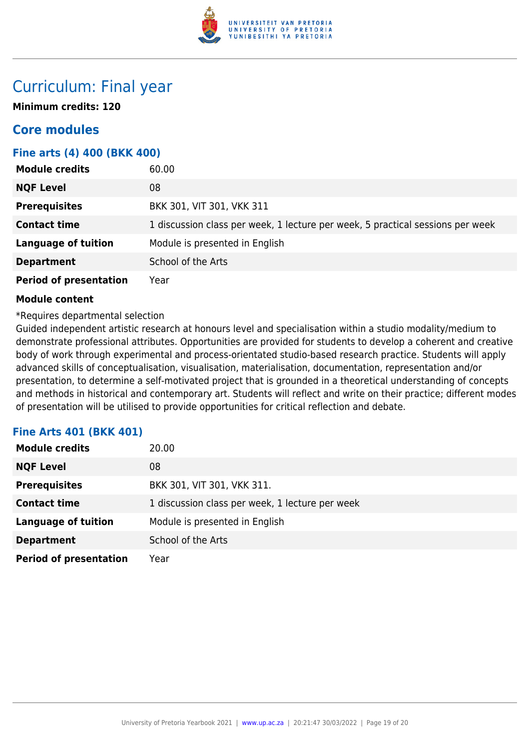# Curriculum: Final year

**Minimum credits: 120**

## Core modules

### Fine arts (4) 400 (BKK 400)

| | |
|---|---|
| **Module credits** | 60.00 |
| **NQF Level** | 08 |
| **Prerequisites** | BKK 301, VIT 301, VKK 311 |
| **Contact time** | 1 discussion class per week, 1 lecture per week, 5 practical sessions per week |
| **Language of tuition** | Module is presented in English |
| **Department** | School of the Arts |
| **Period of presentation** | Year |

**Module content**

*Requires departmental selection

Guided independent artistic research at honours level and specialisation within a studio modality/medium to demonstrate professional attributes. Opportunities are provided for students to develop a coherent and creative body of work through experimental and process-orientated studio-based research practice. Students will apply advanced skills of conceptualisation, visualisation, materialisation, documentation, representation and/or presentation, to determine a self-motivated project that is grounded in a theoretical understanding of concepts and methods in historical and contemporary art. Students will reflect and write on their practice; different modes of presentation will be utilised to provide opportunities for critical reflection and debate.

### Fine Arts 401 (BKK 401)

| | |
|---|---|
| **Module credits** | 20.00 |
| **NQF Level** | 08 |
| **Prerequisites** | BKK 301, VIT 301, VKK 311. |
| **Contact time** | 1 discussion class per week, 1 lecture per week |
| **Language of tuition** | Module is presented in English |
| **Department** | School of the Arts |
| **Period of presentation** | Year |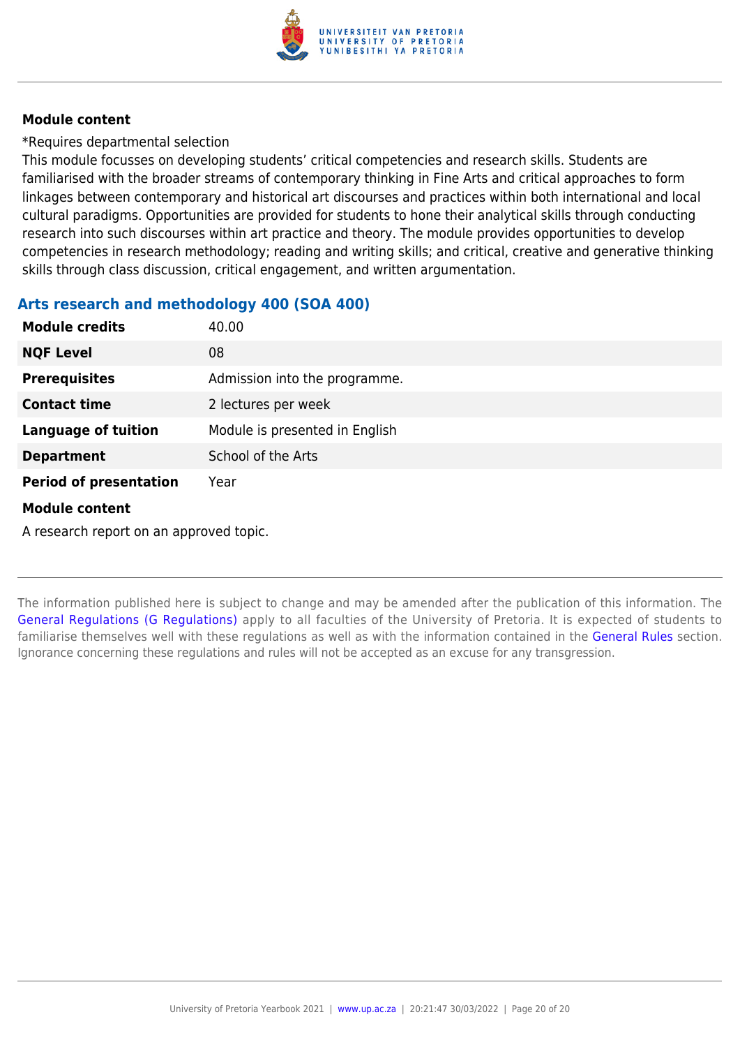**Module content**

*Requires departmental selection

This module focusses on developing students' critical competencies and research skills. Students are familiarised with the broader streams of contemporary thinking in Fine Arts and critical approaches to form linkages between contemporary and historical art discourses and practices within both international and local cultural paradigms. Opportunities are provided for students to hone their analytical skills through conducting research into such discourses within art practice and theory. The module provides opportunities to develop competencies in research methodology; reading and writing skills; and critical, creative and generative thinking skills through class discussion, critical engagement, and written argumentation.

### Arts research and methodology 400 (SOA 400)

| | |
|---|---|
| **Module credits** | 40.00 |
| **NQF Level** | 08 |
| **Prerequisites** | Admission into the programme. |
| **Contact time** | 2 lectures per week |
| **Language of tuition** | Module is presented in English |
| **Department** | School of the Arts |
| **Period of presentation** | Year |

**Module content**

A research report on an approved topic.

---

The information published here is subject to change and may be amended after the publication of this information. The General Regulations (G Regulations) apply to all faculties of the University of Pretoria. It is expected of students to familiarise themselves well with these regulations as well as with the information contained in the General Rules section. Ignorance concerning these regulations and rules will not be accepted as an excuse for any transgression.